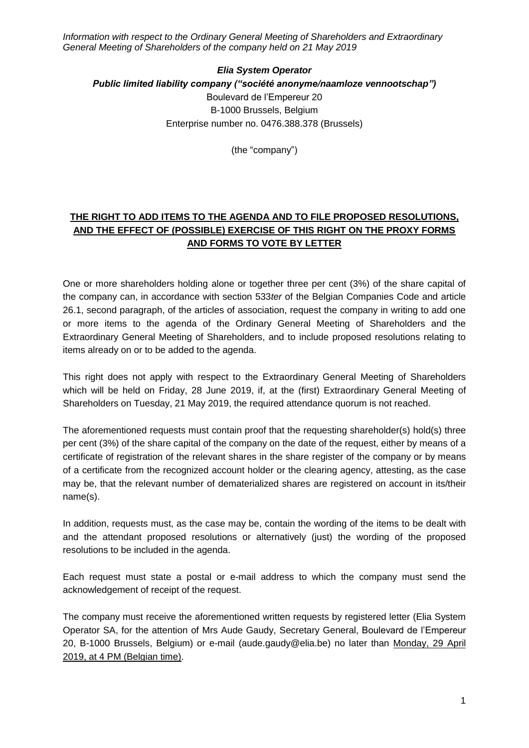*Information with respect to the Ordinary General Meeting of Shareholders and Extraordinary General Meeting of Shareholders of the company held on 21 May 2019*

***Elia System Operator***
***Public limited liability company ("société anonyme/naamloze vennootschap")***
Boulevard de l'Empereur 20
B-1000 Brussels, Belgium
Enterprise number no. 0476.388.378 (Brussels)

(the "company")

## <u>THE RIGHT TO ADD ITEMS TO THE AGENDA AND TO FILE PROPOSED RESOLUTIONS, AND THE EFFECT OF (POSSIBLE) EXERCISE OF THIS RIGHT ON THE PROXY FORMS AND FORMS TO VOTE BY LETTER</u>

One or more shareholders holding alone or together three per cent (3%) of the share capital of the company can, in accordance with section 533*ter* of the Belgian Companies Code and article 26.1, second paragraph, of the articles of association, request the company in writing to add one or more items to the agenda of the Ordinary General Meeting of Shareholders and the Extraordinary General Meeting of Shareholders, and to include proposed resolutions relating to items already on or to be added to the agenda.

This right does not apply with respect to the Extraordinary General Meeting of Shareholders which will be held on Friday, 28 June 2019, if, at the (first) Extraordinary General Meeting of Shareholders on Tuesday, 21 May 2019, the required attendance quorum is not reached.

The aforementioned requests must contain proof that the requesting shareholder(s) hold(s) three per cent (3%) of the share capital of the company on the date of the request, either by means of a certificate of registration of the relevant shares in the share register of the company or by means of a certificate from the recognized account holder or the clearing agency, attesting, as the case may be, that the relevant number of dematerialized shares are registered on account in its/their name(s).

In addition, requests must, as the case may be, contain the wording of the items to be dealt with and the attendant proposed resolutions or alternatively (just) the wording of the proposed resolutions to be included in the agenda.

Each request must state a postal or e-mail address to which the company must send the acknowledgement of receipt of the request.

The company must receive the aforementioned written requests by registered letter (Elia System Operator SA, for the attention of Mrs Aude Gaudy, Secretary General, Boulevard de l'Empereur 20, B-1000 Brussels, Belgium) or e-mail (aude.gaudy@elia.be) no later than <u>Monday, 29 April 2019, at 4 PM (Belgian time)</u>.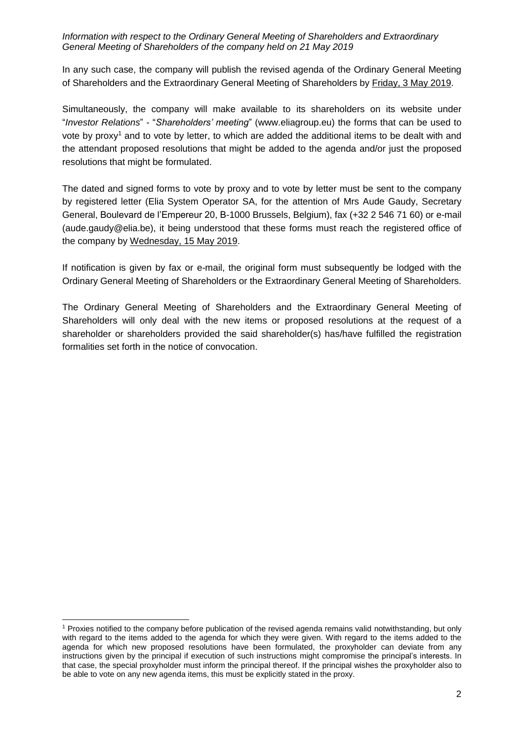In any such case, the company will publish the revised agenda of the Ordinary General Meeting of Shareholders and the Extraordinary General Meeting of Shareholders by Friday, 3 May 2019.

Simultaneously, the company will make available to its shareholders on its website under "*Investor Relations*" - "*Shareholders' meeting*" (www.eliagroup.eu) the forms that can be used to vote by proxy[1] and to vote by letter, to which are added the additional items to be dealt with and the attendant proposed resolutions that might be added to the agenda and/or just the proposed resolutions that might be formulated.

The dated and signed forms to vote by proxy and to vote by letter must be sent to the company by registered letter (Elia System Operator SA, for the attention of Mrs Aude Gaudy, Secretary General, Boulevard de l'Empereur 20, B-1000 Brussels, Belgium), fax (+32 2 546 71 60) or e-mail (aude.gaudy@elia.be), it being understood that these forms must reach the registered office of the company by Wednesday, 15 May 2019.

If notification is given by fax or e-mail, the original form must subsequently be lodged with the Ordinary General Meeting of Shareholders or the Extraordinary General Meeting of Shareholders.

The Ordinary General Meeting of Shareholders and the Extraordinary General Meeting of Shareholders will only deal with the new items or proposed resolutions at the request of a shareholder or shareholders provided the said shareholder(s) has/have fulfilled the registration formalities set forth in the notice of convocation.

[1] Proxies notified to the company before publication of the revised agenda remains valid notwithstanding, but only with regard to the items added to the agenda for which they were given. With regard to the items added to the agenda for which new proposed resolutions have been formulated, the proxyholder can deviate from any instructions given by the principal if execution of such instructions might compromise the principal's interests. In that case, the special proxyholder must inform the principal thereof. If the principal wishes the proxyholder also to be able to vote on any new agenda items, this must be explicitly stated in the proxy.